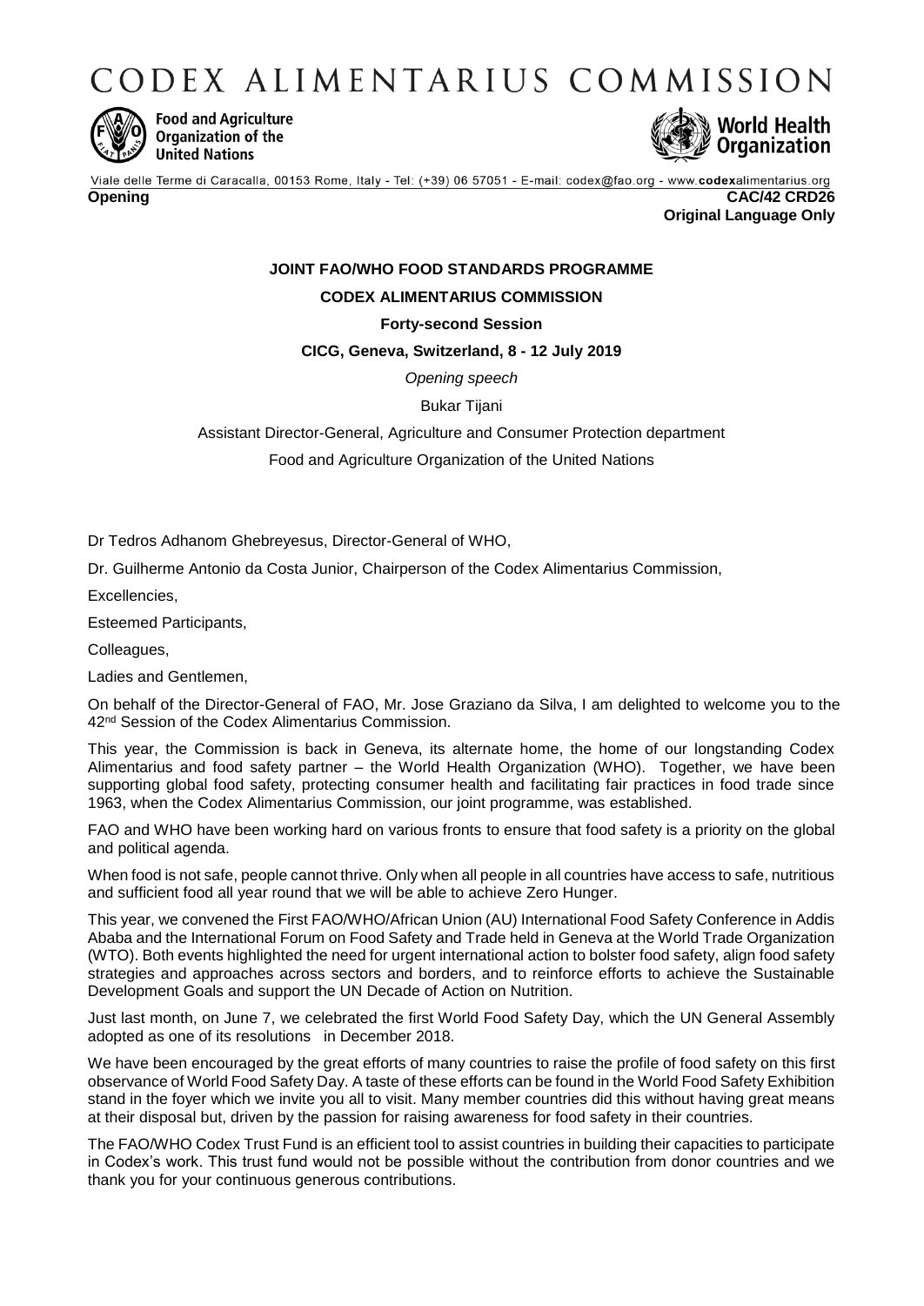# CODEX ALIMENTARIUS COMMISSION

Food and Agriculture Organization of the United Nations

World Health Organization

Viale delle Terme di Caracalla, 00153 Rome, Italy - Tel: (+39) 06 57051 - E-mail: codex@fao.org - www.codexalimentarius.org

**Opening**

**CAC/42 CRD26**
**Original Language Only**

**JOINT FAO/WHO FOOD STANDARDS PROGRAMME**

**CODEX ALIMENTARIUS COMMISSION**

**Forty-second Session**

**CICG, Geneva, Switzerland, 8 - 12 July 2019**

*Opening speech*

Bukar Tijani

Assistant Director-General, Agriculture and Consumer Protection department

Food and Agriculture Organization of the United Nations

Dr Tedros Adhanom Ghebreyesus, Director-General of WHO,

Dr. Guilherme Antonio da Costa Junior, Chairperson of the Codex Alimentarius Commission,

Excellencies,

Esteemed Participants,

Colleagues,

Ladies and Gentlemen,

On behalf of the Director-General of FAO, Mr. Jose Graziano da Silva, I am delighted to welcome you to the 42nd Session of the Codex Alimentarius Commission.

This year, the Commission is back in Geneva, its alternate home, the home of our longstanding Codex Alimentarius and food safety partner – the World Health Organization (WHO). Together, we have been supporting global food safety, protecting consumer health and facilitating fair practices in food trade since 1963, when the Codex Alimentarius Commission, our joint programme, was established.

FAO and WHO have been working hard on various fronts to ensure that food safety is a priority on the global and political agenda.

When food is not safe, people cannot thrive. Only when all people in all countries have access to safe, nutritious and sufficient food all year round that we will be able to achieve Zero Hunger.

This year, we convened the First FAO/WHO/African Union (AU) International Food Safety Conference in Addis Ababa and the International Forum on Food Safety and Trade held in Geneva at the World Trade Organization (WTO). Both events highlighted the need for urgent international action to bolster food safety, align food safety strategies and approaches across sectors and borders, and to reinforce efforts to achieve the Sustainable Development Goals and support the UN Decade of Action on Nutrition.

Just last month, on June 7, we celebrated the first World Food Safety Day, which the UN General Assembly adopted as one of its resolutions in December 2018.

We have been encouraged by the great efforts of many countries to raise the profile of food safety on this first observance of World Food Safety Day. A taste of these efforts can be found in the World Food Safety Exhibition stand in the foyer which we invite you all to visit. Many member countries did this without having great means at their disposal but, driven by the passion for raising awareness for food safety in their countries.

The FAO/WHO Codex Trust Fund is an efficient tool to assist countries in building their capacities to participate in Codex's work. This trust fund would not be possible without the contribution from donor countries and we thank you for your continuous generous contributions.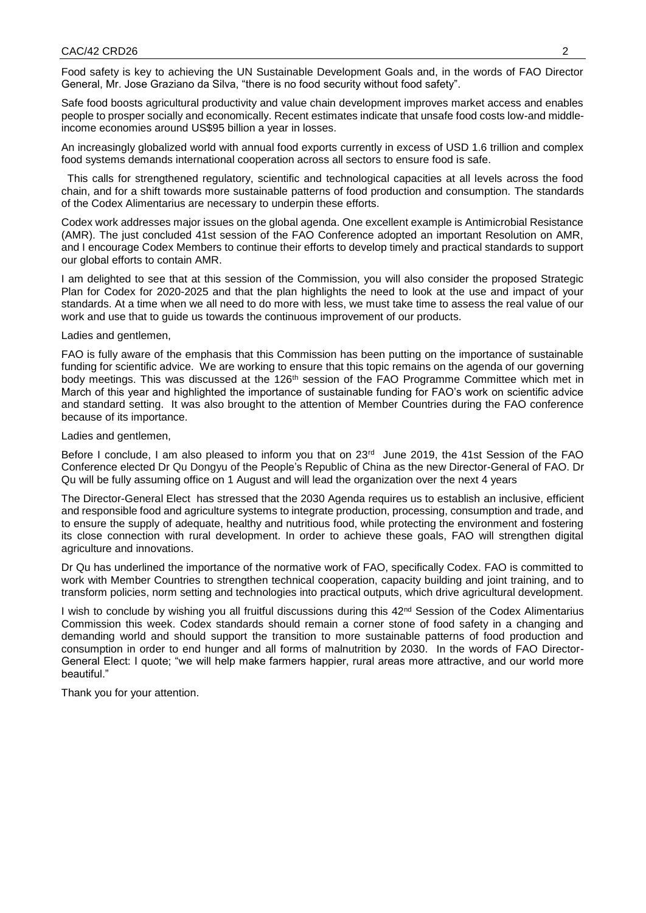Food safety is key to achieving the UN Sustainable Development Goals and, in the words of FAO Director General, Mr. Jose Graziano da Silva, "there is no food security without food safety".

Safe food boosts agricultural productivity and value chain development improves market access and enables people to prosper socially and economically. Recent estimates indicate that unsafe food costs low-and middle-income economies around US$95 billion a year in losses.

An increasingly globalized world with annual food exports currently in excess of USD 1.6 trillion and complex food systems demands international cooperation across all sectors to ensure food is safe.

This calls for strengthened regulatory, scientific and technological capacities at all levels across the food chain, and for a shift towards more sustainable patterns of food production and consumption. The standards of the Codex Alimentarius are necessary to underpin these efforts.

Codex work addresses major issues on the global agenda. One excellent example is Antimicrobial Resistance (AMR). The just concluded 41st session of the FAO Conference adopted an important Resolution on AMR, and I encourage Codex Members to continue their efforts to develop timely and practical standards to support our global efforts to contain AMR.

I am delighted to see that at this session of the Commission, you will also consider the proposed Strategic Plan for Codex for 2020-2025 and that the plan highlights the need to look at the use and impact of your standards. At a time when we all need to do more with less, we must take time to assess the real value of our work and use that to guide us towards the continuous improvement of our products.

Ladies and gentlemen,

FAO is fully aware of the emphasis that this Commission has been putting on the importance of sustainable funding for scientific advice. We are working to ensure that this topic remains on the agenda of our governing body meetings. This was discussed at the 126th session of the FAO Programme Committee which met in March of this year and highlighted the importance of sustainable funding for FAO's work on scientific advice and standard setting. It was also brought to the attention of Member Countries during the FAO conference because of its importance.

Ladies and gentlemen,

Before I conclude, I am also pleased to inform you that on 23rd June 2019, the 41st Session of the FAO Conference elected Dr Qu Dongyu of the People's Republic of China as the new Director-General of FAO. Dr Qu will be fully assuming office on 1 August and will lead the organization over the next 4 years

The Director-General Elect has stressed that the 2030 Agenda requires us to establish an inclusive, efficient and responsible food and agriculture systems to integrate production, processing, consumption and trade, and to ensure the supply of adequate, healthy and nutritious food, while protecting the environment and fostering its close connection with rural development. In order to achieve these goals, FAO will strengthen digital agriculture and innovations.

Dr Qu has underlined the importance of the normative work of FAO, specifically Codex. FAO is committed to work with Member Countries to strengthen technical cooperation, capacity building and joint training, and to transform policies, norm setting and technologies into practical outputs, which drive agricultural development.

I wish to conclude by wishing you all fruitful discussions during this 42nd Session of the Codex Alimentarius Commission this week. Codex standards should remain a corner stone of food safety in a changing and demanding world and should support the transition to more sustainable patterns of food production and consumption in order to end hunger and all forms of malnutrition by 2030. In the words of FAO Director-General Elect: I quote; "we will help make farmers happier, rural areas more attractive, and our world more beautiful."

Thank you for your attention.